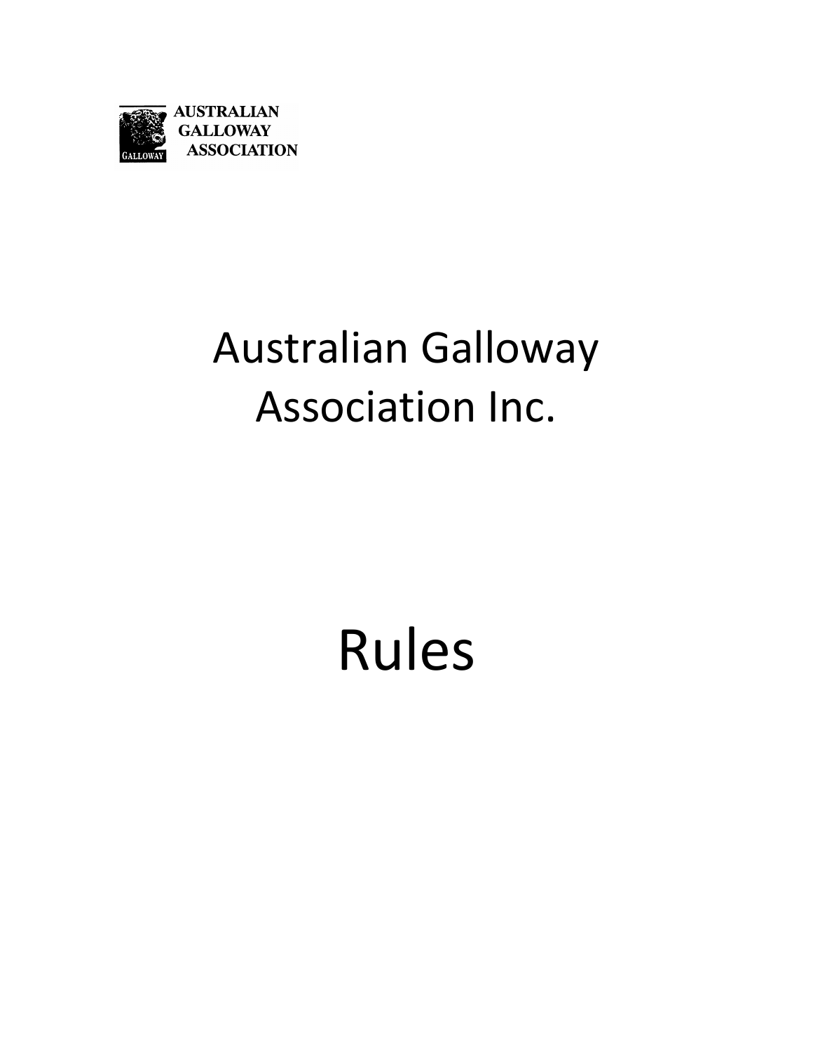AUSTRALIAN GALLOWAY ASSOCIATION

# Australian Galloway Association Inc.

# Rules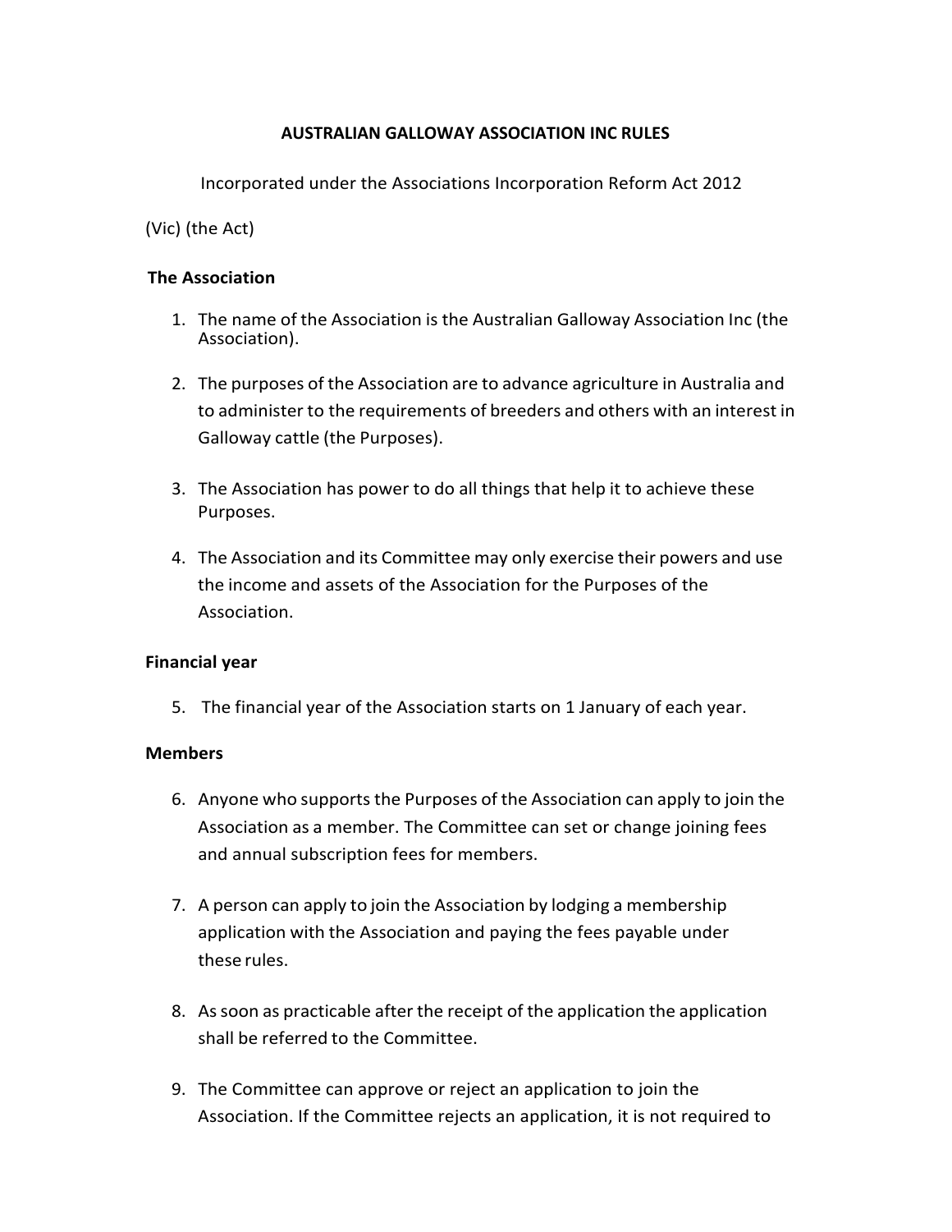# AUSTRALIAN GALLOWAY ASSOCIATION INC RULES

Incorporated under the Associations Incorporation Reform Act 2012

(Vic) (the Act)

## The Association

1. The name of the Association is the Australian Galloway Association Inc (the Association).

2. The purposes of the Association are to advance agriculture in Australia and to administer to the requirements of breeders and others with an interest in Galloway cattle (the Purposes).

3. The Association has power to do all things that help it to achieve these Purposes.

4. The Association and its Committee may only exercise their powers and use the income and assets of the Association for the Purposes of the Association.

## Financial year

5. The financial year of the Association starts on 1 January of each year.

## Members

6. Anyone who supports the Purposes of the Association can apply to join the Association as a member. The Committee can set or change joining fees and annual subscription fees for members.

7. A person can apply to join the Association by lodging a membership application with the Association and paying the fees payable under these rules.

8. As soon as practicable after the receipt of the application the application shall be referred to the Committee.

9. The Committee can approve or reject an application to join the Association. If the Committee rejects an application, it is not required to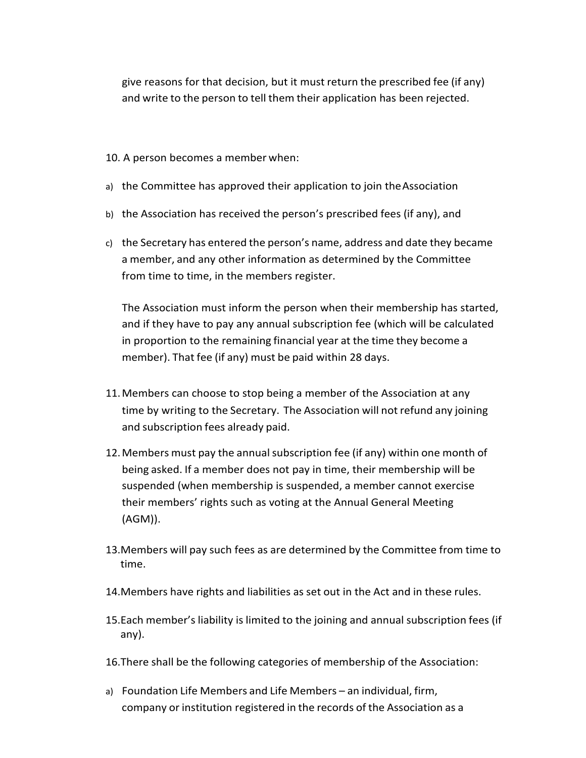give reasons for that decision, but it must return the prescribed fee (if any) and write to the person to tell them their application has been rejected.

10. A person becomes a member when:

a) the Committee has approved their application to join the Association

b) the Association has received the person's prescribed fees (if any), and

c) the Secretary has entered the person's name, address and date they became a member, and any other information as determined by the Committee from time to time, in the members register.

   The Association must inform the person when their membership has started, and if they have to pay any annual subscription fee (which will be calculated in proportion to the remaining financial year at the time they become a member). That fee (if any) must be paid within 28 days.

11. Members can choose to stop being a member of the Association at any time by writing to the Secretary. The Association will not refund any joining and subscription fees already paid.

12. Members must pay the annual subscription fee (if any) within one month of being asked. If a member does not pay in time, their membership will be suspended (when membership is suspended, a member cannot exercise their members' rights such as voting at the Annual General Meeting (AGM)).

13. Members will pay such fees as are determined by the Committee from time to time.

14. Members have rights and liabilities as set out in the Act and in these rules.

15. Each member's liability is limited to the joining and annual subscription fees (if any).

16. There shall be the following categories of membership of the Association:

a) Foundation Life Members and Life Members – an individual, firm, company or institution registered in the records of the Association as a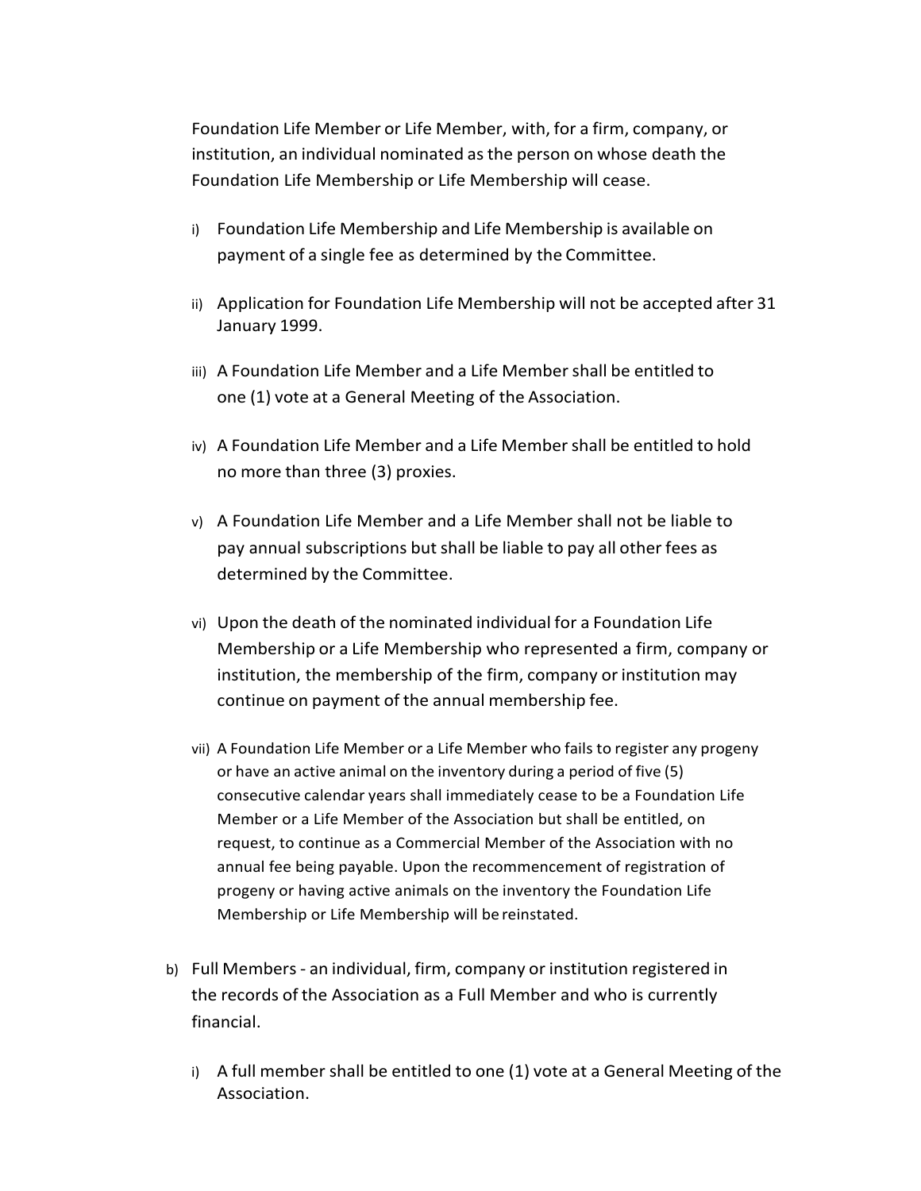Foundation Life Member or Life Member, with, for a firm, company, or institution, an individual nominated as the person on whose death the Foundation Life Membership or Life Membership will cease.

i) Foundation Life Membership and Life Membership is available on payment of a single fee as determined by the Committee.

ii) Application for Foundation Life Membership will not be accepted after 31 January 1999.

iii) A Foundation Life Member and a Life Member shall be entitled to one (1) vote at a General Meeting of the Association.

iv) A Foundation Life Member and a Life Member shall be entitled to hold no more than three (3) proxies.

v) A Foundation Life Member and a Life Member shall not be liable to pay annual subscriptions but shall be liable to pay all other fees as determined by the Committee.

vi) Upon the death of the nominated individual for a Foundation Life Membership or a Life Membership who represented a firm, company or institution, the membership of the firm, company or institution may continue on payment of the annual membership fee.

vii) A Foundation Life Member or a Life Member who fails to register any progeny or have an active animal on the inventory during a period of five (5) consecutive calendar years shall immediately cease to be a Foundation Life Member or a Life Member of the Association but shall be entitled, on request, to continue as a Commercial Member of the Association with no annual fee being payable. Upon the recommencement of registration of progeny or having active animals on the inventory the Foundation Life Membership or Life Membership will be reinstated.

b) Full Members - an individual, firm, company or institution registered in the records of the Association as a Full Member and who is currently financial.

   i) A full member shall be entitled to one (1) vote at a General Meeting of the Association.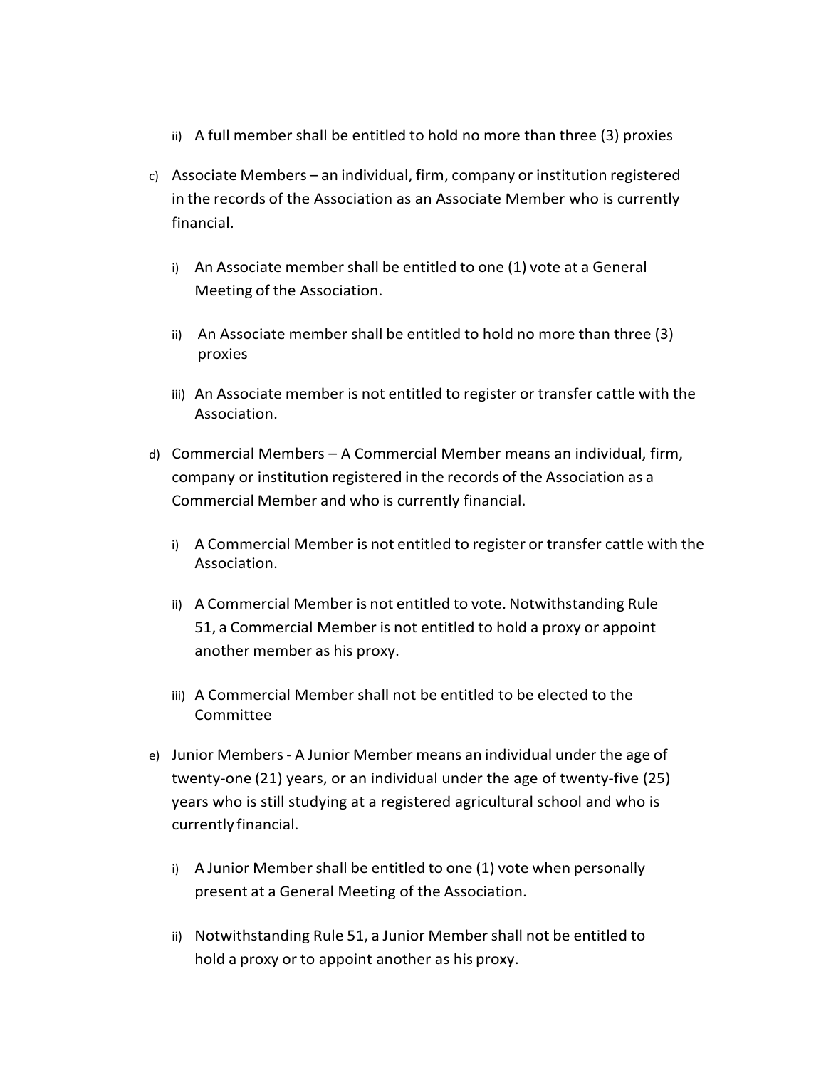ii) A full member shall be entitled to hold no more than three (3) proxies

c) Associate Members – an individual, firm, company or institution registered in the records of the Association as an Associate Member who is currently financial.

   i) An Associate member shall be entitled to one (1) vote at a General Meeting of the Association.

   ii) An Associate member shall be entitled to hold no more than three (3) proxies

   iii) An Associate member is not entitled to register or transfer cattle with the Association.

d) Commercial Members – A Commercial Member means an individual, firm, company or institution registered in the records of the Association as a Commercial Member and who is currently financial.

   i) A Commercial Member is not entitled to register or transfer cattle with the Association.

   ii) A Commercial Member is not entitled to vote. Notwithstanding Rule 51, a Commercial Member is not entitled to hold a proxy or appoint another member as his proxy.

   iii) A Commercial Member shall not be entitled to be elected to the Committee

e) Junior Members - A Junior Member means an individual under the age of twenty-one (21) years, or an individual under the age of twenty-five (25) years who is still studying at a registered agricultural school and who is currently financial.

   i) A Junior Member shall be entitled to one (1) vote when personally present at a General Meeting of the Association.

   ii) Notwithstanding Rule 51, a Junior Member shall not be entitled to hold a proxy or to appoint another as his proxy.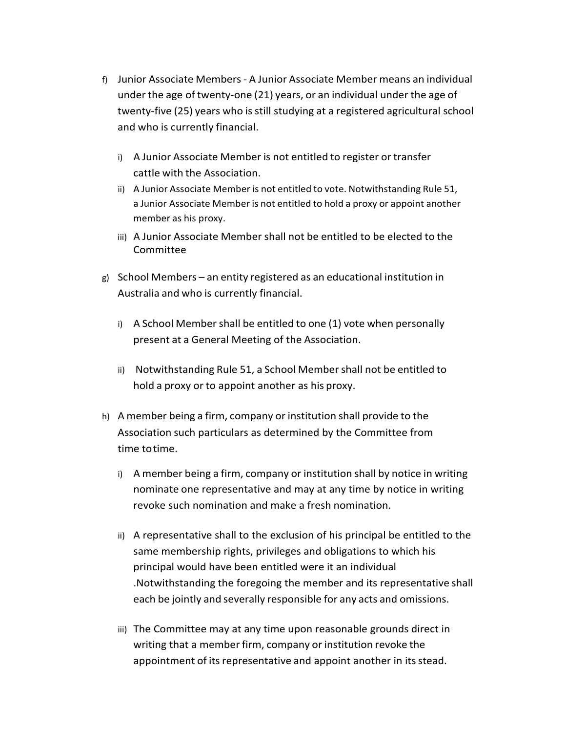f) Junior Associate Members - A Junior Associate Member means an individual under the age of twenty-one (21) years, or an individual under the age of twenty-five (25) years who is still studying at a registered agricultural school and who is currently financial.

   i) A Junior Associate Member is not entitled to register or transfer cattle with the Association.
   ii) A Junior Associate Member is not entitled to vote. Notwithstanding Rule 51, a Junior Associate Member is not entitled to hold a proxy or appoint another member as his proxy.
   iii) A Junior Associate Member shall not be entitled to be elected to the Committee

g) School Members – an entity registered as an educational institution in Australia and who is currently financial.

   i) A School Member shall be entitled to one (1) vote when personally present at a General Meeting of the Association.

   ii) Notwithstanding Rule 51, a School Member shall not be entitled to hold a proxy or to appoint another as his proxy.

h) A member being a firm, company or institution shall provide to the Association such particulars as determined by the Committee from time to time.

   i) A member being a firm, company or institution shall by notice in writing nominate one representative and may at any time by notice in writing revoke such nomination and make a fresh nomination.

   ii) A representative shall to the exclusion of his principal be entitled to the same membership rights, privileges and obligations to which his principal would have been entitled were it an individual .Notwithstanding the foregoing the member and its representative shall each be jointly and severally responsible for any acts and omissions.

   iii) The Committee may at any time upon reasonable grounds direct in writing that a member firm, company or institution revoke the appointment of its representative and appoint another in its stead.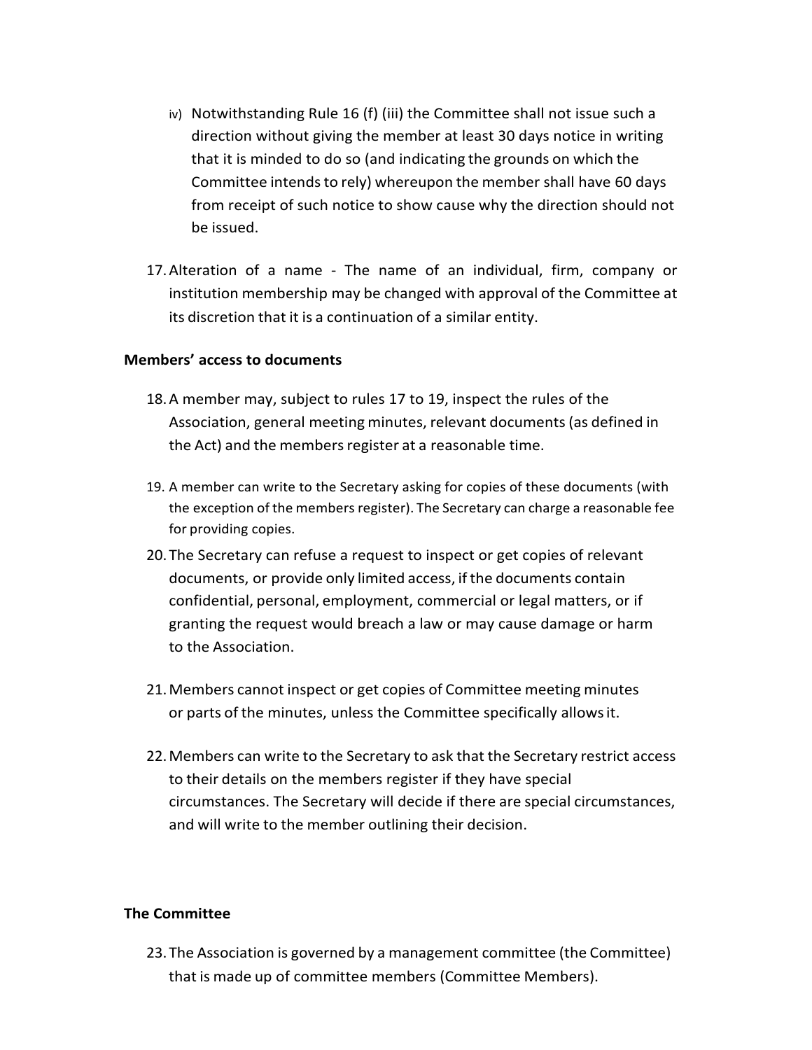iv) Notwithstanding Rule 16 (f) (iii) the Committee shall not issue such a direction without giving the member at least 30 days notice in writing that it is minded to do so (and indicating the grounds on which the Committee intends to rely) whereupon the member shall have 60 days from receipt of such notice to show cause why the direction should not be issued.

17. Alteration of a name - The name of an individual, firm, company or institution membership may be changed with approval of the Committee at its discretion that it is a continuation of a similar entity.

**Members' access to documents**

18. A member may, subject to rules 17 to 19, inspect the rules of the Association, general meeting minutes, relevant documents (as defined in the Act) and the members register at a reasonable time.

19. A member can write to the Secretary asking for copies of these documents (with the exception of the members register). The Secretary can charge a reasonable fee for providing copies.

20. The Secretary can refuse a request to inspect or get copies of relevant documents, or provide only limited access, if the documents contain confidential, personal, employment, commercial or legal matters, or if granting the request would breach a law or may cause damage or harm to the Association.

21. Members cannot inspect or get copies of Committee meeting minutes or parts of the minutes, unless the Committee specifically allows it.

22. Members can write to the Secretary to ask that the Secretary restrict access to their details on the members register if they have special circumstances. The Secretary will decide if there are special circumstances, and will write to the member outlining their decision.

**The Committee**

23. The Association is governed by a management committee (the Committee) that is made up of committee members (Committee Members).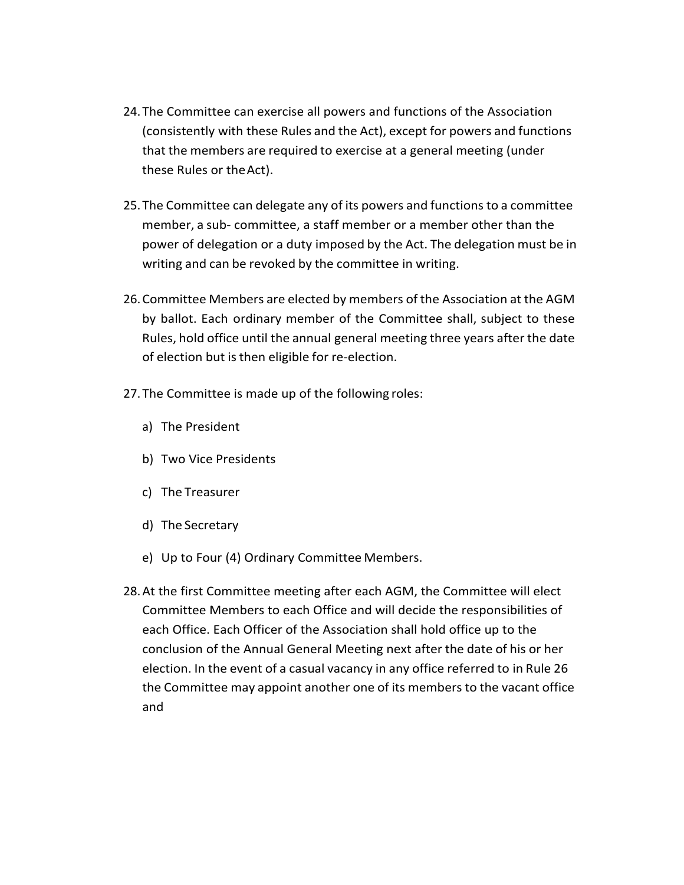24. The Committee can exercise all powers and functions of the Association (consistently with these Rules and the Act), except for powers and functions that the members are required to exercise at a general meeting (under these Rules or the Act).

25. The Committee can delegate any of its powers and functions to a committee member, a sub- committee, a staff member or a member other than the power of delegation or a duty imposed by the Act. The delegation must be in writing and can be revoked by the committee in writing.

26. Committee Members are elected by members of the Association at the AGM by ballot. Each ordinary member of the Committee shall, subject to these Rules, hold office until the annual general meeting three years after the date of election but is then eligible for re-election.

27. The Committee is made up of the following roles:

    a) The President

    b) Two Vice Presidents

    c) The Treasurer

    d) The Secretary

    e) Up to Four (4) Ordinary Committee Members.

28. At the first Committee meeting after each AGM, the Committee will elect Committee Members to each Office and will decide the responsibilities of each Office. Each Officer of the Association shall hold office up to the conclusion of the Annual General Meeting next after the date of his or her election. In the event of a casual vacancy in any office referred to in Rule 26 the Committee may appoint another one of its members to the vacant office and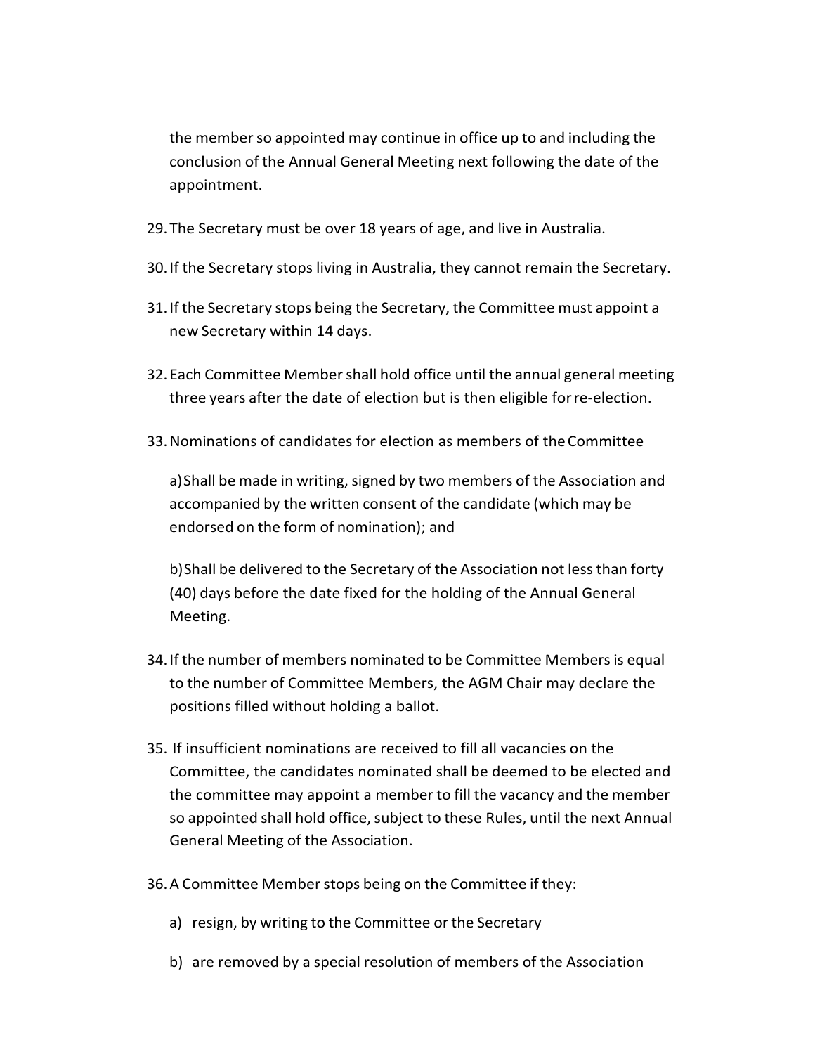the member so appointed may continue in office up to and including the conclusion of the Annual General Meeting next following the date of the appointment.

29. The Secretary must be over 18 years of age, and live in Australia.

30. If the Secretary stops living in Australia, they cannot remain the Secretary.

31. If the Secretary stops being the Secretary, the Committee must appoint a new Secretary within 14 days.

32. Each Committee Member shall hold office until the annual general meeting three years after the date of election but is then eligible for re-election.

33. Nominations of candidates for election as members of the Committee

    a) Shall be made in writing, signed by two members of the Association and accompanied by the written consent of the candidate (which may be endorsed on the form of nomination); and

    b) Shall be delivered to the Secretary of the Association not less than forty (40) days before the date fixed for the holding of the Annual General Meeting.

34. If the number of members nominated to be Committee Members is equal to the number of Committee Members, the AGM Chair may declare the positions filled without holding a ballot.

35. If insufficient nominations are received to fill all vacancies on the Committee, the candidates nominated shall be deemed to be elected and the committee may appoint a member to fill the vacancy and the member so appointed shall hold office, subject to these Rules, until the next Annual General Meeting of the Association.

36. A Committee Member stops being on the Committee if they:

    a) resign, by writing to the Committee or the Secretary

    b) are removed by a special resolution of members of the Association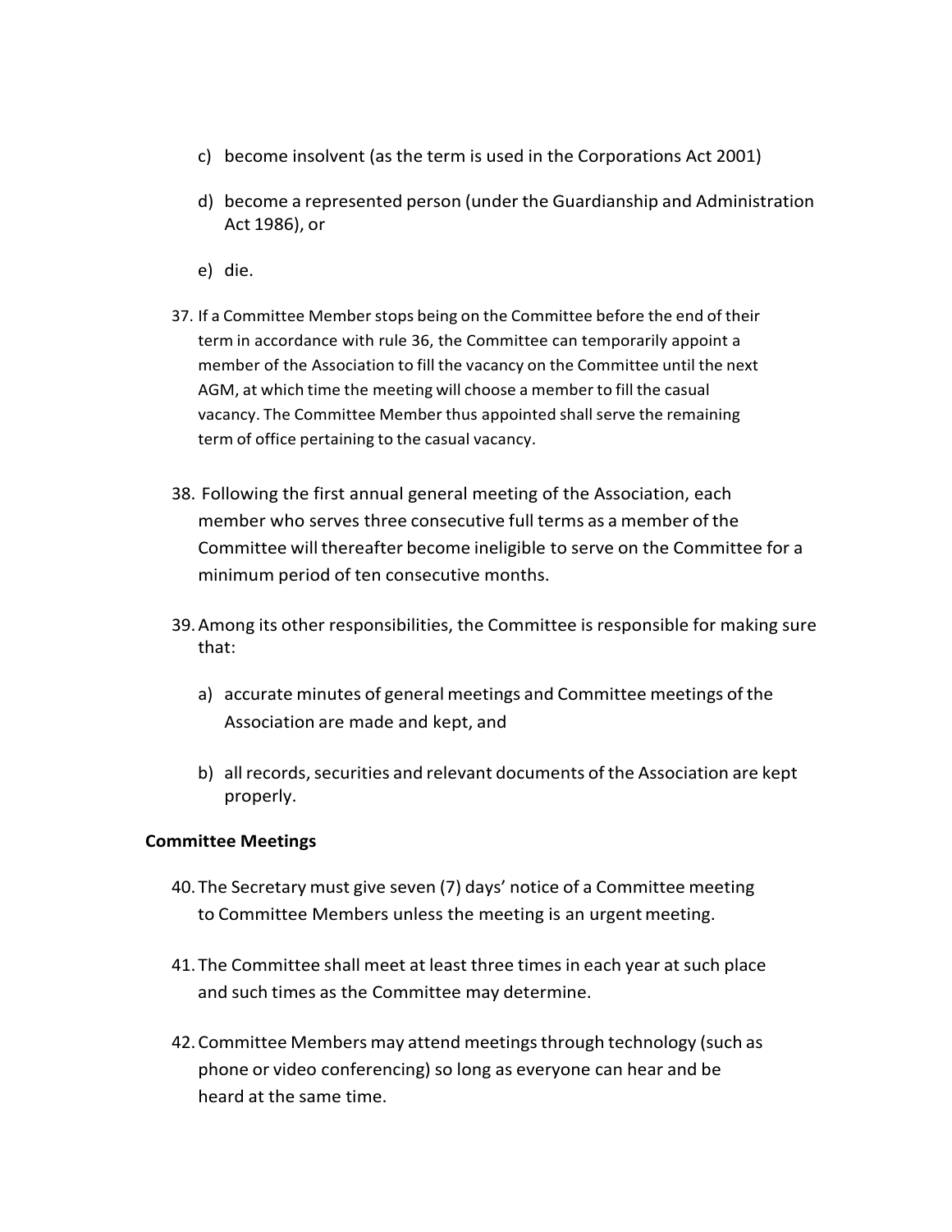c) become insolvent (as the term is used in the Corporations Act 2001)

d) become a represented person (under the Guardianship and Administration Act 1986), or

e) die.

37. If a Committee Member stops being on the Committee before the end of their term in accordance with rule 36, the Committee can temporarily appoint a member of the Association to fill the vacancy on the Committee until the next AGM, at which time the meeting will choose a member to fill the casual vacancy. The Committee Member thus appointed shall serve the remaining term of office pertaining to the casual vacancy.

38. Following the first annual general meeting of the Association, each member who serves three consecutive full terms as a member of the Committee will thereafter become ineligible to serve on the Committee for a minimum period of ten consecutive months.

39. Among its other responsibilities, the Committee is responsible for making sure that:

   a) accurate minutes of general meetings and Committee meetings of the Association are made and kept, and

   b) all records, securities and relevant documents of the Association are kept properly.

**Committee Meetings**

40. The Secretary must give seven (7) days' notice of a Committee meeting to Committee Members unless the meeting is an urgent meeting.

41. The Committee shall meet at least three times in each year at such place and such times as the Committee may determine.

42. Committee Members may attend meetings through technology (such as phone or video conferencing) so long as everyone can hear and be heard at the same time.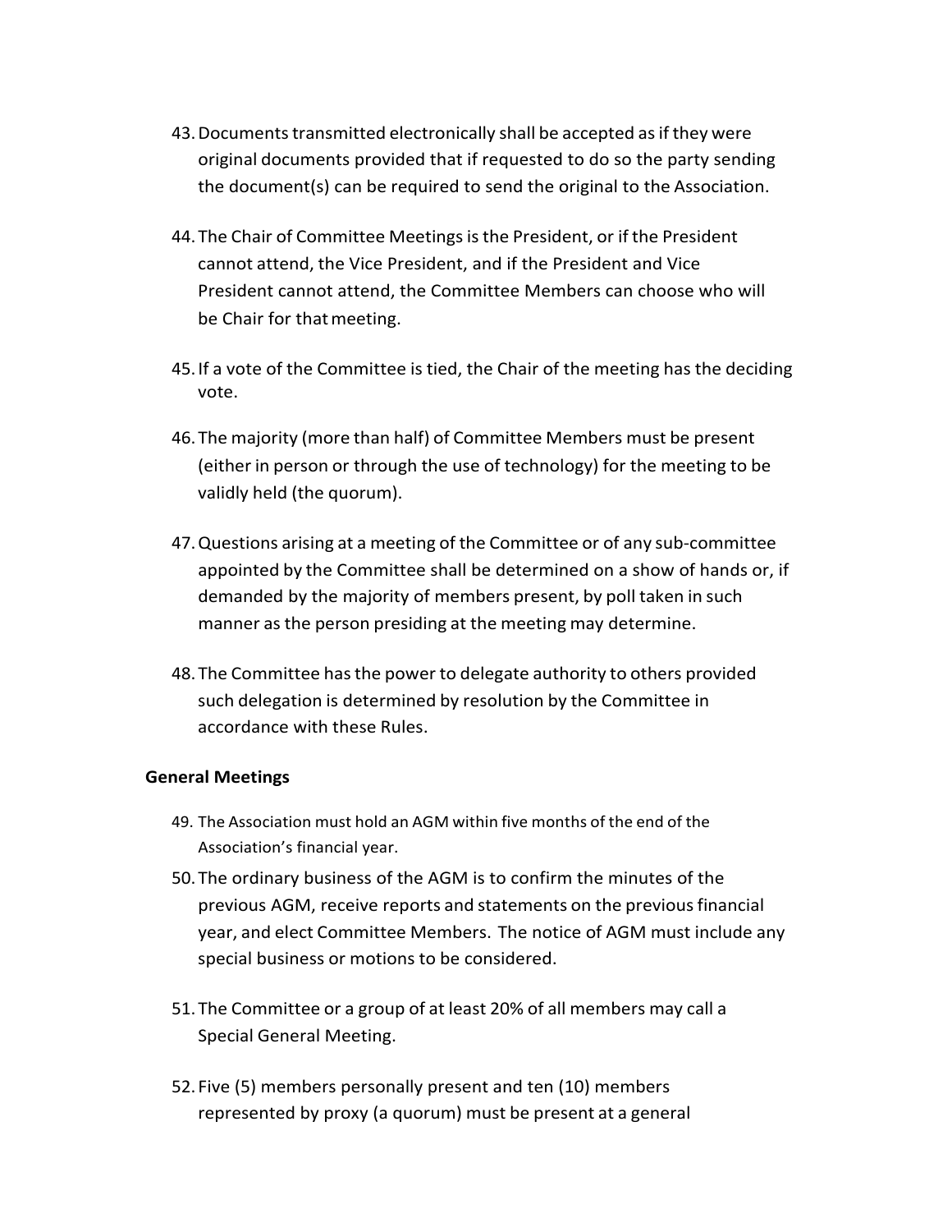43. Documents transmitted electronically shall be accepted as if they were original documents provided that if requested to do so the party sending the document(s) can be required to send the original to the Association.

44. The Chair of Committee Meetings is the President, or if the President cannot attend, the Vice President, and if the President and Vice President cannot attend, the Committee Members can choose who will be Chair for that meeting.

45. If a vote of the Committee is tied, the Chair of the meeting has the deciding vote.

46. The majority (more than half) of Committee Members must be present (either in person or through the use of technology) for the meeting to be validly held (the quorum).

47. Questions arising at a meeting of the Committee or of any sub-committee appointed by the Committee shall be determined on a show of hands or, if demanded by the majority of members present, by poll taken in such manner as the person presiding at the meeting may determine.

48. The Committee has the power to delegate authority to others provided such delegation is determined by resolution by the Committee in accordance with these Rules.

**General Meetings**

49. The Association must hold an AGM within five months of the end of the Association's financial year.
50. The ordinary business of the AGM is to confirm the minutes of the previous AGM, receive reports and statements on the previous financial year, and elect Committee Members. The notice of AGM must include any special business or motions to be considered.

51. The Committee or a group of at least 20% of all members may call a Special General Meeting.

52. Five (5) members personally present and ten (10) members represented by proxy (a quorum) must be present at a general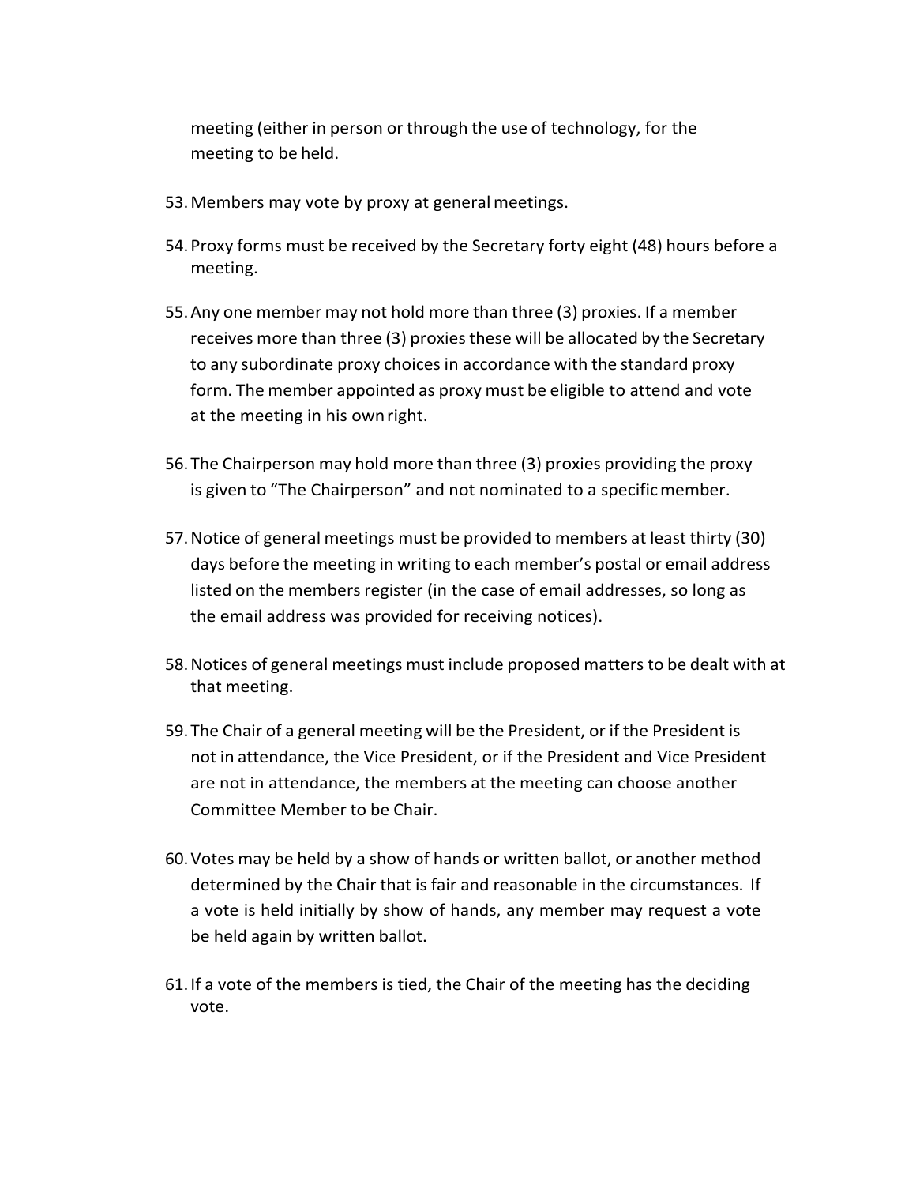meeting (either in person or through the use of technology, for the meeting to be held.

53. Members may vote by proxy at general meetings.

54. Proxy forms must be received by the Secretary forty eight (48) hours before a meeting.

55. Any one member may not hold more than three (3) proxies. If a member receives more than three (3) proxies these will be allocated by the Secretary to any subordinate proxy choices in accordance with the standard proxy form. The member appointed as proxy must be eligible to attend and vote at the meeting in his own right.

56. The Chairperson may hold more than three (3) proxies providing the proxy is given to "The Chairperson" and not nominated to a specific member.

57. Notice of general meetings must be provided to members at least thirty (30) days before the meeting in writing to each member's postal or email address listed on the members register (in the case of email addresses, so long as the email address was provided for receiving notices).

58. Notices of general meetings must include proposed matters to be dealt with at that meeting.

59. The Chair of a general meeting will be the President, or if the President is not in attendance, the Vice President, or if the President and Vice President are not in attendance, the members at the meeting can choose another Committee Member to be Chair.

60. Votes may be held by a show of hands or written ballot, or another method determined by the Chair that is fair and reasonable in the circumstances. If a vote is held initially by show of hands, any member may request a vote be held again by written ballot.

61. If a vote of the members is tied, the Chair of the meeting has the deciding vote.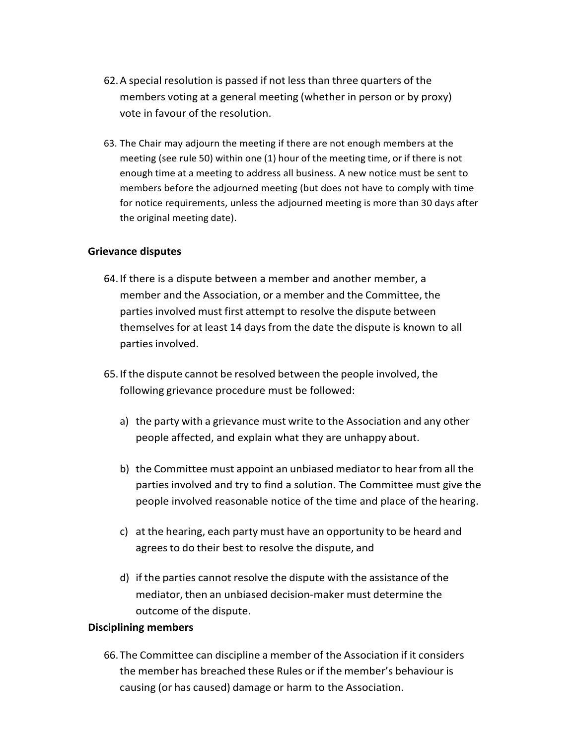62. A special resolution is passed if not less than three quarters of the members voting at a general meeting (whether in person or by proxy) vote in favour of the resolution.

63. The Chair may adjourn the meeting if there are not enough members at the meeting (see rule 50) within one (1) hour of the meeting time, or if there is not enough time at a meeting to address all business. A new notice must be sent to members before the adjourned meeting (but does not have to comply with time for notice requirements, unless the adjourned meeting is more than 30 days after the original meeting date).

**Grievance disputes**

64. If there is a dispute between a member and another member, a member and the Association, or a member and the Committee, the parties involved must first attempt to resolve the dispute between themselves for at least 14 days from the date the dispute is known to all parties involved.

65. If the dispute cannot be resolved between the people involved, the following grievance procedure must be followed:

    a) the party with a grievance must write to the Association and any other people affected, and explain what they are unhappy about.

    b) the Committee must appoint an unbiased mediator to hear from all the parties involved and try to find a solution. The Committee must give the people involved reasonable notice of the time and place of the hearing.

    c) at the hearing, each party must have an opportunity to be heard and agrees to do their best to resolve the dispute, and

    d) if the parties cannot resolve the dispute with the assistance of the mediator, then an unbiased decision-maker must determine the outcome of the dispute.

**Disciplining members**

66. The Committee can discipline a member of the Association if it considers the member has breached these Rules or if the member's behaviour is causing (or has caused) damage or harm to the Association.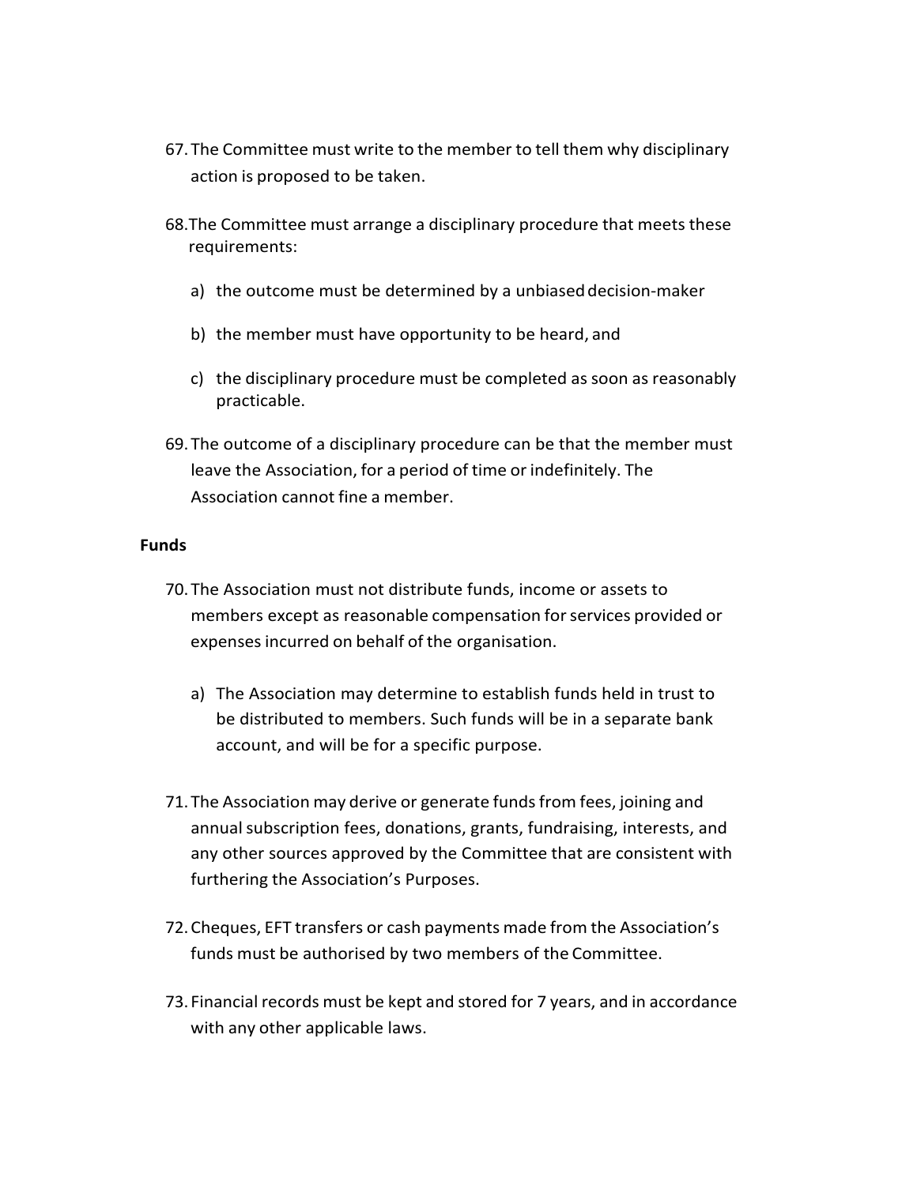67. The Committee must write to the member to tell them why disciplinary action is proposed to be taken.

68. The Committee must arrange a disciplinary procedure that meets these requirements:

    a) the outcome must be determined by a unbiased decision-maker

    b) the member must have opportunity to be heard, and

    c) the disciplinary procedure must be completed as soon as reasonably practicable.

69. The outcome of a disciplinary procedure can be that the member must leave the Association, for a period of time or indefinitely. The Association cannot fine a member.

**Funds**

70. The Association must not distribute funds, income or assets to members except as reasonable compensation for services provided or expenses incurred on behalf of the organisation.

    a) The Association may determine to establish funds held in trust to be distributed to members. Such funds will be in a separate bank account, and will be for a specific purpose.

71. The Association may derive or generate funds from fees, joining and annual subscription fees, donations, grants, fundraising, interests, and any other sources approved by the Committee that are consistent with furthering the Association's Purposes.

72. Cheques, EFT transfers or cash payments made from the Association's funds must be authorised by two members of the Committee.

73. Financial records must be kept and stored for 7 years, and in accordance with any other applicable laws.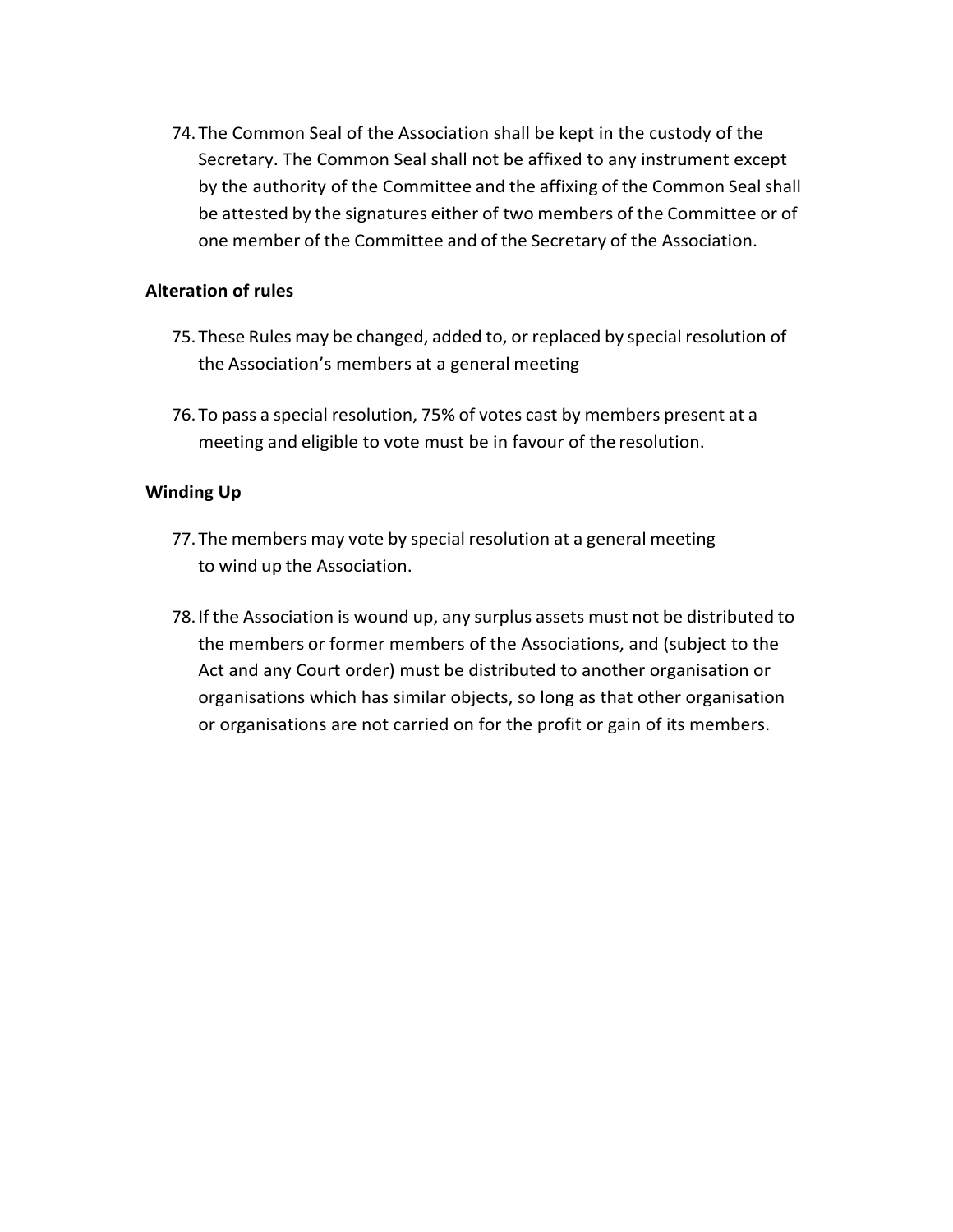74. The Common Seal of the Association shall be kept in the custody of the Secretary. The Common Seal shall not be affixed to any instrument except by the authority of the Committee and the affixing of the Common Seal shall be attested by the signatures either of two members of the Committee or of one member of the Committee and of the Secretary of the Association.

**Alteration of rules**

75. These Rules may be changed, added to, or replaced by special resolution of the Association's members at a general meeting

76. To pass a special resolution, 75% of votes cast by members present at a meeting and eligible to vote must be in favour of the resolution.

**Winding Up**

77. The members may vote by special resolution at a general meeting to wind up the Association.

78. If the Association is wound up, any surplus assets must not be distributed to the members or former members of the Associations, and (subject to the Act and any Court order) must be distributed to another organisation or organisations which has similar objects, so long as that other organisation or organisations are not carried on for the profit or gain of its members.